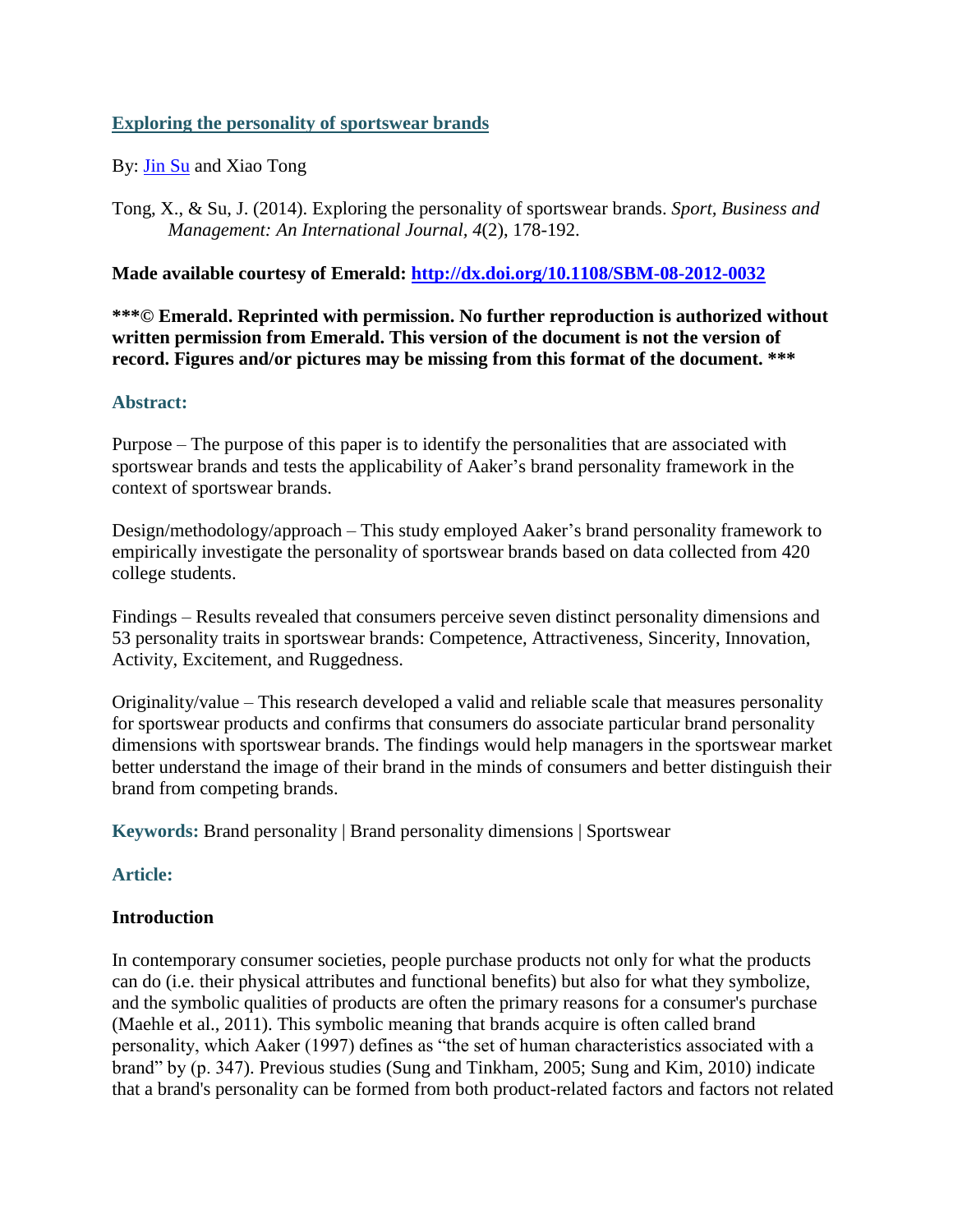# [Exploring the personality of sportswear brands](#)

By: [Jin Su](#) and Xiao Tong

Tong, X., & Su, J. (2014). Exploring the personality of sportswear brands. *Sport, Business and Management: An International Journal, 4*(2), 178-192.

**Made available courtesy of Emerald: [http://dx.doi.org/10.1108/SBM-08-2012-0032](http://dx.doi.org/10.1108/SBM-08-2012-0032)**

**\*\*\*© Emerald. Reprinted with permission. No further reproduction is authorized without written permission from Emerald. This version of the document is not the version of record. Figures and/or pictures may be missing from this format of the document. \*\*\***

## Abstract:

Purpose – The purpose of this paper is to identify the personalities that are associated with sportswear brands and tests the applicability of Aaker's brand personality framework in the context of sportswear brands.

Design/methodology/approach – This study employed Aaker's brand personality framework to empirically investigate the personality of sportswear brands based on data collected from 420 college students.

Findings – Results revealed that consumers perceive seven distinct personality dimensions and 53 personality traits in sportswear brands: Competence, Attractiveness, Sincerity, Innovation, Activity, Excitement, and Ruggedness.

Originality/value – This research developed a valid and reliable scale that measures personality for sportswear products and confirms that consumers do associate particular brand personality dimensions with sportswear brands. The findings would help managers in the sportswear market better understand the image of their brand in the minds of consumers and better distinguish their brand from competing brands.

**Keywords:** Brand personality | Brand personality dimensions | Sportswear

## Article:

### Introduction

In contemporary consumer societies, people purchase products not only for what the products can do (i.e. their physical attributes and functional benefits) but also for what they symbolize, and the symbolic qualities of products are often the primary reasons for a consumer's purchase (Maehle et al., 2011). This symbolic meaning that brands acquire is often called brand personality, which Aaker (1997) defines as "the set of human characteristics associated with a brand" by (p. 347). Previous studies (Sung and Tinkham, 2005; Sung and Kim, 2010) indicate that a brand's personality can be formed from both product-related factors and factors not related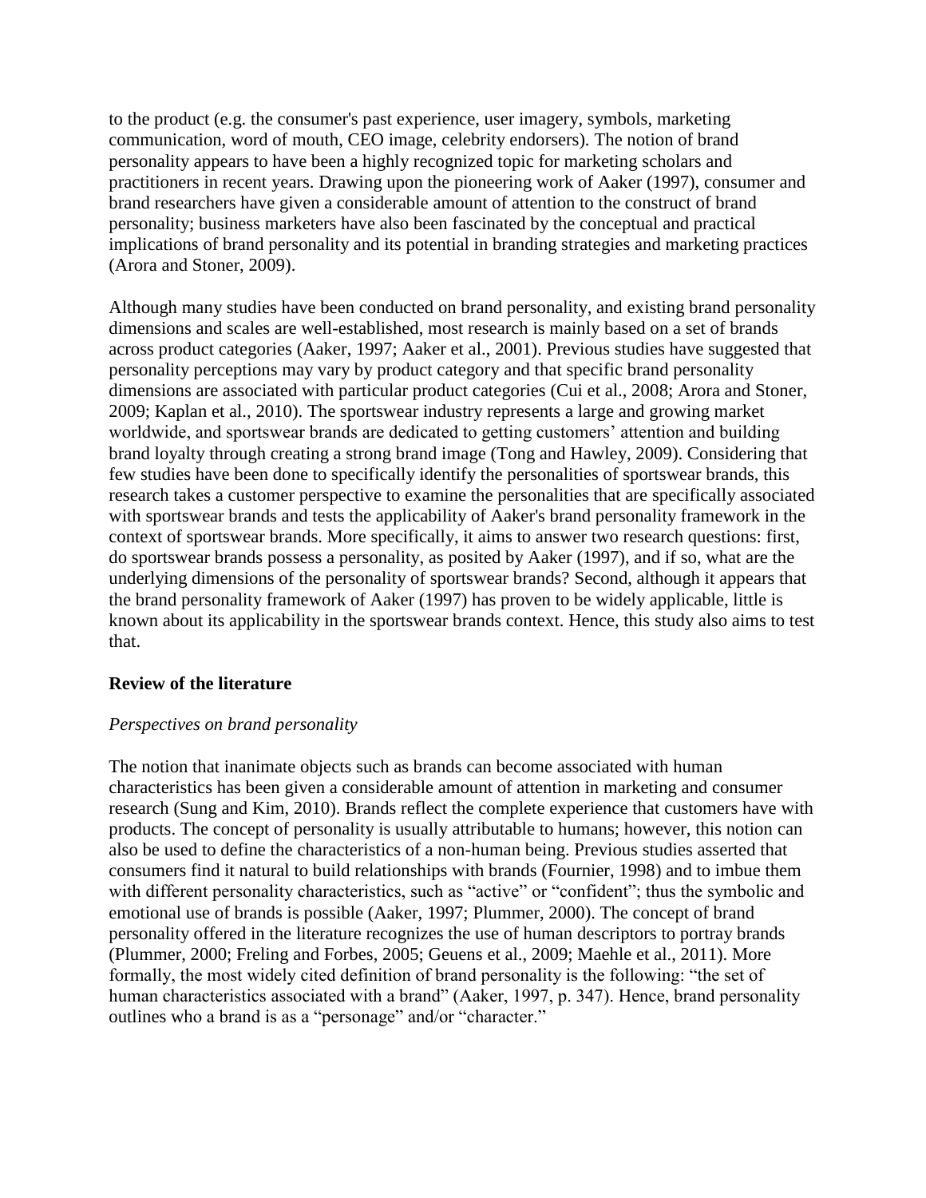to the product (e.g. the consumer's past experience, user imagery, symbols, marketing communication, word of mouth, CEO image, celebrity endorsers). The notion of brand personality appears to have been a highly recognized topic for marketing scholars and practitioners in recent years. Drawing upon the pioneering work of Aaker (1997), consumer and brand researchers have given a considerable amount of attention to the construct of brand personality; business marketers have also been fascinated by the conceptual and practical implications of brand personality and its potential in branding strategies and marketing practices (Arora and Stoner, 2009).

Although many studies have been conducted on brand personality, and existing brand personality dimensions and scales are well-established, most research is mainly based on a set of brands across product categories (Aaker, 1997; Aaker et al., 2001). Previous studies have suggested that personality perceptions may vary by product category and that specific brand personality dimensions are associated with particular product categories (Cui et al., 2008; Arora and Stoner, 2009; Kaplan et al., 2010). The sportswear industry represents a large and growing market worldwide, and sportswear brands are dedicated to getting customers' attention and building brand loyalty through creating a strong brand image (Tong and Hawley, 2009). Considering that few studies have been done to specifically identify the personalities of sportswear brands, this research takes a customer perspective to examine the personalities that are specifically associated with sportswear brands and tests the applicability of Aaker's brand personality framework in the context of sportswear brands. More specifically, it aims to answer two research questions: first, do sportswear brands possess a personality, as posited by Aaker (1997), and if so, what are the underlying dimensions of the personality of sportswear brands? Second, although it appears that the brand personality framework of Aaker (1997) has proven to be widely applicable, little is known about its applicability in the sportswear brands context. Hence, this study also aims to test that.

## Review of the literature

### *Perspectives on brand personality*

The notion that inanimate objects such as brands can become associated with human characteristics has been given a considerable amount of attention in marketing and consumer research (Sung and Kim, 2010). Brands reflect the complete experience that customers have with products. The concept of personality is usually attributable to humans; however, this notion can also be used to define the characteristics of a non-human being. Previous studies asserted that consumers find it natural to build relationships with brands (Fournier, 1998) and to imbue them with different personality characteristics, such as "active" or "confident"; thus the symbolic and emotional use of brands is possible (Aaker, 1997; Plummer, 2000). The concept of brand personality offered in the literature recognizes the use of human descriptors to portray brands (Plummer, 2000; Freling and Forbes, 2005; Geuens et al., 2009; Maehle et al., 2011). More formally, the most widely cited definition of brand personality is the following: "the set of human characteristics associated with a brand" (Aaker, 1997, p. 347). Hence, brand personality outlines who a brand is as a "personage" and/or "character."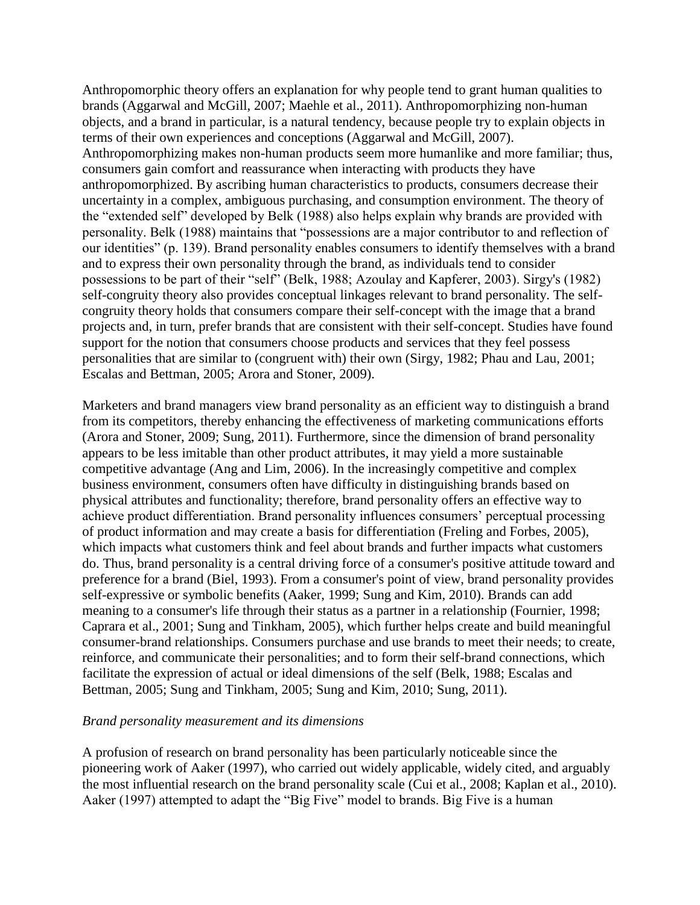Anthropomorphic theory offers an explanation for why people tend to grant human qualities to brands (Aggarwal and McGill, 2007; Maehle et al., 2011). Anthropomorphizing non-human objects, and a brand in particular, is a natural tendency, because people try to explain objects in terms of their own experiences and conceptions (Aggarwal and McGill, 2007). Anthropomorphizing makes non-human products seem more humanlike and more familiar; thus, consumers gain comfort and reassurance when interacting with products they have anthropomorphized. By ascribing human characteristics to products, consumers decrease their uncertainty in a complex, ambiguous purchasing, and consumption environment. The theory of the "extended self" developed by Belk (1988) also helps explain why brands are provided with personality. Belk (1988) maintains that "possessions are a major contributor to and reflection of our identities" (p. 139). Brand personality enables consumers to identify themselves with a brand and to express their own personality through the brand, as individuals tend to consider possessions to be part of their "self" (Belk, 1988; Azoulay and Kapferer, 2003). Sirgy's (1982) self-congruity theory also provides conceptual linkages relevant to brand personality. The self-congruity theory holds that consumers compare their self-concept with the image that a brand projects and, in turn, prefer brands that are consistent with their self-concept. Studies have found support for the notion that consumers choose products and services that they feel possess personalities that are similar to (congruent with) their own (Sirgy, 1982; Phau and Lau, 2001; Escalas and Bettman, 2005; Arora and Stoner, 2009).

Marketers and brand managers view brand personality as an efficient way to distinguish a brand from its competitors, thereby enhancing the effectiveness of marketing communications efforts (Arora and Stoner, 2009; Sung, 2011). Furthermore, since the dimension of brand personality appears to be less imitable than other product attributes, it may yield a more sustainable competitive advantage (Ang and Lim, 2006). In the increasingly competitive and complex business environment, consumers often have difficulty in distinguishing brands based on physical attributes and functionality; therefore, brand personality offers an effective way to achieve product differentiation. Brand personality influences consumers' perceptual processing of product information and may create a basis for differentiation (Freling and Forbes, 2005), which impacts what customers think and feel about brands and further impacts what customers do. Thus, brand personality is a central driving force of a consumer's positive attitude toward and preference for a brand (Biel, 1993). From a consumer's point of view, brand personality provides self-expressive or symbolic benefits (Aaker, 1999; Sung and Kim, 2010). Brands can add meaning to a consumer's life through their status as a partner in a relationship (Fournier, 1998; Caprara et al., 2001; Sung and Tinkham, 2005), which further helps create and build meaningful consumer-brand relationships. Consumers purchase and use brands to meet their needs; to create, reinforce, and communicate their personalities; and to form their self-brand connections, which facilitate the expression of actual or ideal dimensions of the self (Belk, 1988; Escalas and Bettman, 2005; Sung and Tinkham, 2005; Sung and Kim, 2010; Sung, 2011).

*Brand personality measurement and its dimensions*

A profusion of research on brand personality has been particularly noticeable since the pioneering work of Aaker (1997), who carried out widely applicable, widely cited, and arguably the most influential research on the brand personality scale (Cui et al., 2008; Kaplan et al., 2010). Aaker (1997) attempted to adapt the "Big Five" model to brands. Big Five is a human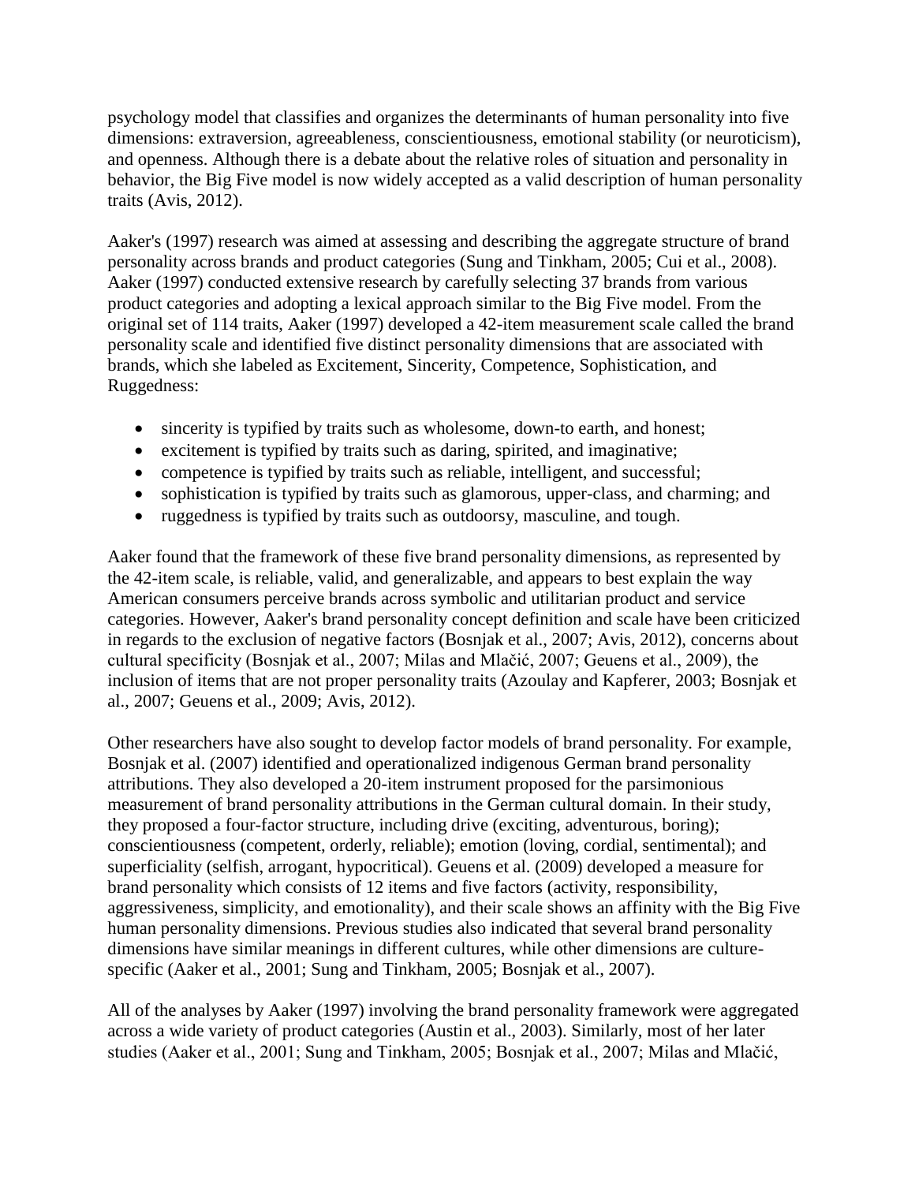psychology model that classifies and organizes the determinants of human personality into five dimensions: extraversion, agreeableness, conscientiousness, emotional stability (or neuroticism), and openness. Although there is a debate about the relative roles of situation and personality in behavior, the Big Five model is now widely accepted as a valid description of human personality traits (Avis, 2012).

Aaker's (1997) research was aimed at assessing and describing the aggregate structure of brand personality across brands and product categories (Sung and Tinkham, 2005; Cui et al., 2008). Aaker (1997) conducted extensive research by carefully selecting 37 brands from various product categories and adopting a lexical approach similar to the Big Five model. From the original set of 114 traits, Aaker (1997) developed a 42-item measurement scale called the brand personality scale and identified five distinct personality dimensions that are associated with brands, which she labeled as Excitement, Sincerity, Competence, Sophistication, and Ruggedness:

- sincerity is typified by traits such as wholesome, down-to earth, and honest;
- excitement is typified by traits such as daring, spirited, and imaginative;
- competence is typified by traits such as reliable, intelligent, and successful;
- sophistication is typified by traits such as glamorous, upper-class, and charming; and
- ruggedness is typified by traits such as outdoorsy, masculine, and tough.

Aaker found that the framework of these five brand personality dimensions, as represented by the 42-item scale, is reliable, valid, and generalizable, and appears to best explain the way American consumers perceive brands across symbolic and utilitarian product and service categories. However, Aaker's brand personality concept definition and scale have been criticized in regards to the exclusion of negative factors (Bosnjak et al., 2007; Avis, 2012), concerns about cultural specificity (Bosnjak et al., 2007; Milas and Mlačić, 2007; Geuens et al., 2009), the inclusion of items that are not proper personality traits (Azoulay and Kapferer, 2003; Bosnjak et al., 2007; Geuens et al., 2009; Avis, 2012).

Other researchers have also sought to develop factor models of brand personality. For example, Bosnjak et al. (2007) identified and operationalized indigenous German brand personality attributions. They also developed a 20-item instrument proposed for the parsimonious measurement of brand personality attributions in the German cultural domain. In their study, they proposed a four-factor structure, including drive (exciting, adventurous, boring); conscientiousness (competent, orderly, reliable); emotion (loving, cordial, sentimental); and superficiality (selfish, arrogant, hypocritical). Geuens et al. (2009) developed a measure for brand personality which consists of 12 items and five factors (activity, responsibility, aggressiveness, simplicity, and emotionality), and their scale shows an affinity with the Big Five human personality dimensions. Previous studies also indicated that several brand personality dimensions have similar meanings in different cultures, while other dimensions are culture-specific (Aaker et al., 2001; Sung and Tinkham, 2005; Bosnjak et al., 2007).

All of the analyses by Aaker (1997) involving the brand personality framework were aggregated across a wide variety of product categories (Austin et al., 2003). Similarly, most of her later studies (Aaker et al., 2001; Sung and Tinkham, 2005; Bosnjak et al., 2007; Milas and Mlačić,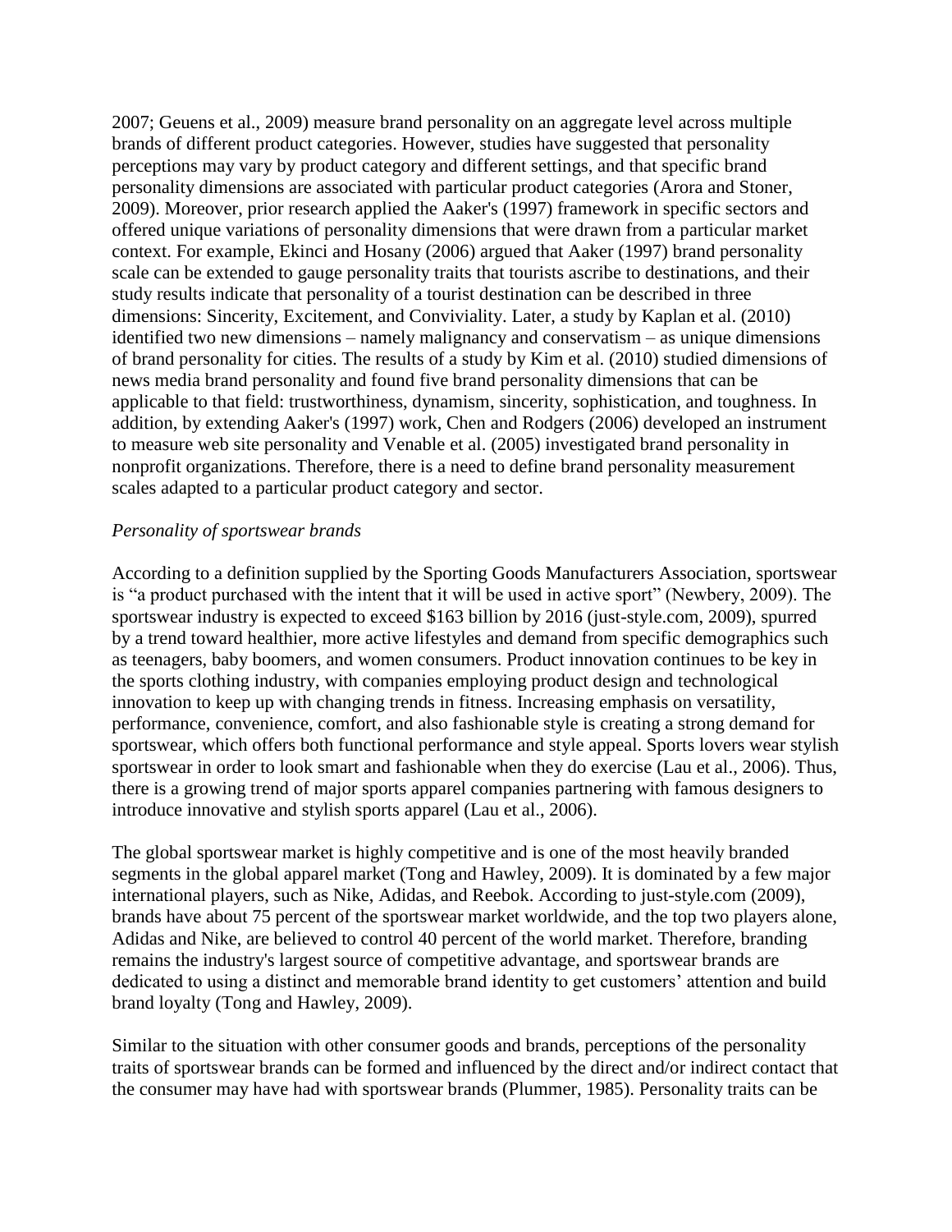2007; Geuens et al., 2009) measure brand personality on an aggregate level across multiple brands of different product categories. However, studies have suggested that personality perceptions may vary by product category and different settings, and that specific brand personality dimensions are associated with particular product categories (Arora and Stoner, 2009). Moreover, prior research applied the Aaker's (1997) framework in specific sectors and offered unique variations of personality dimensions that were drawn from a particular market context. For example, Ekinci and Hosany (2006) argued that Aaker (1997) brand personality scale can be extended to gauge personality traits that tourists ascribe to destinations, and their study results indicate that personality of a tourist destination can be described in three dimensions: Sincerity, Excitement, and Conviviality. Later, a study by Kaplan et al. (2010) identified two new dimensions – namely malignancy and conservatism – as unique dimensions of brand personality for cities. The results of a study by Kim et al. (2010) studied dimensions of news media brand personality and found five brand personality dimensions that can be applicable to that field: trustworthiness, dynamism, sincerity, sophistication, and toughness. In addition, by extending Aaker's (1997) work, Chen and Rodgers (2006) developed an instrument to measure web site personality and Venable et al. (2005) investigated brand personality in nonprofit organizations. Therefore, there is a need to define brand personality measurement scales adapted to a particular product category and sector.

*Personality of sportswear brands*

According to a definition supplied by the Sporting Goods Manufacturers Association, sportswear is "a product purchased with the intent that it will be used in active sport" (Newbery, 2009). The sportswear industry is expected to exceed $163 billion by 2016 (just-style.com, 2009), spurred by a trend toward healthier, more active lifestyles and demand from specific demographics such as teenagers, baby boomers, and women consumers. Product innovation continues to be key in the sports clothing industry, with companies employing product design and technological innovation to keep up with changing trends in fitness. Increasing emphasis on versatility, performance, convenience, comfort, and also fashionable style is creating a strong demand for sportswear, which offers both functional performance and style appeal. Sports lovers wear stylish sportswear in order to look smart and fashionable when they do exercise (Lau et al., 2006). Thus, there is a growing trend of major sports apparel companies partnering with famous designers to introduce innovative and stylish sports apparel (Lau et al., 2006).

The global sportswear market is highly competitive and is one of the most heavily branded segments in the global apparel market (Tong and Hawley, 2009). It is dominated by a few major international players, such as Nike, Adidas, and Reebok. According to just-style.com (2009), brands have about 75 percent of the sportswear market worldwide, and the top two players alone, Adidas and Nike, are believed to control 40 percent of the world market. Therefore, branding remains the industry's largest source of competitive advantage, and sportswear brands are dedicated to using a distinct and memorable brand identity to get customers' attention and build brand loyalty (Tong and Hawley, 2009).

Similar to the situation with other consumer goods and brands, perceptions of the personality traits of sportswear brands can be formed and influenced by the direct and/or indirect contact that the consumer may have had with sportswear brands (Plummer, 1985). Personality traits can be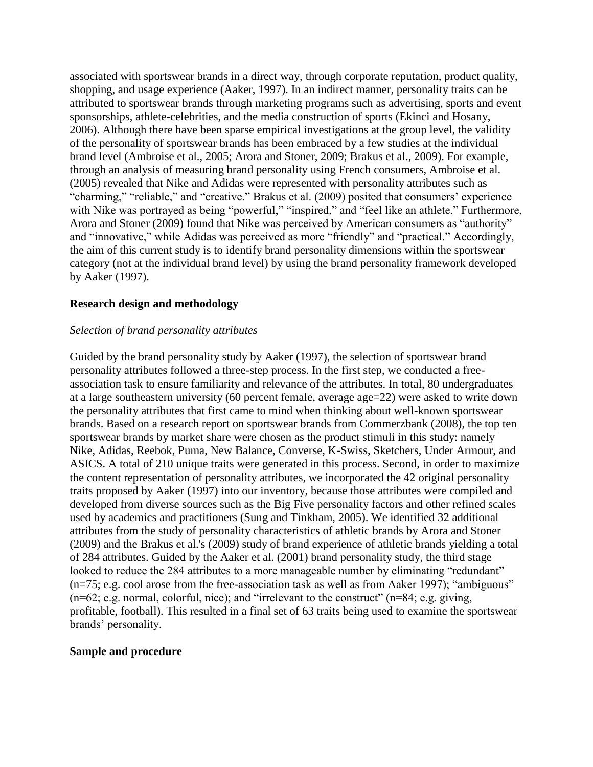associated with sportswear brands in a direct way, through corporate reputation, product quality, shopping, and usage experience (Aaker, 1997). In an indirect manner, personality traits can be attributed to sportswear brands through marketing programs such as advertising, sports and event sponsorships, athlete-celebrities, and the media construction of sports (Ekinci and Hosany, 2006). Although there have been sparse empirical investigations at the group level, the validity of the personality of sportswear brands has been embraced by a few studies at the individual brand level (Ambroise et al., 2005; Arora and Stoner, 2009; Brakus et al., 2009). For example, through an analysis of measuring brand personality using French consumers, Ambroise et al. (2005) revealed that Nike and Adidas were represented with personality attributes such as "charming," "reliable," and "creative." Brakus et al. (2009) posited that consumers' experience with Nike was portrayed as being "powerful," "inspired," and "feel like an athlete." Furthermore, Arora and Stoner (2009) found that Nike was perceived by American consumers as "authority" and "innovative," while Adidas was perceived as more "friendly" and "practical." Accordingly, the aim of this current study is to identify brand personality dimensions within the sportswear category (not at the individual brand level) by using the brand personality framework developed by Aaker (1997).

## Research design and methodology

### *Selection of brand personality attributes*

Guided by the brand personality study by Aaker (1997), the selection of sportswear brand personality attributes followed a three-step process. In the first step, we conducted a free-association task to ensure familiarity and relevance of the attributes. In total, 80 undergraduates at a large southeastern university (60 percent female, average age=22) were asked to write down the personality attributes that first came to mind when thinking about well-known sportswear brands. Based on a research report on sportswear brands from Commerzbank (2008), the top ten sportswear brands by market share were chosen as the product stimuli in this study: namely Nike, Adidas, Reebok, Puma, New Balance, Converse, K-Swiss, Sketchers, Under Armour, and ASICS. A total of 210 unique traits were generated in this process. Second, in order to maximize the content representation of personality attributes, we incorporated the 42 original personality traits proposed by Aaker (1997) into our inventory, because those attributes were compiled and developed from diverse sources such as the Big Five personality factors and other refined scales used by academics and practitioners (Sung and Tinkham, 2005). We identified 32 additional attributes from the study of personality characteristics of athletic brands by Arora and Stoner (2009) and the Brakus et al.'s (2009) study of brand experience of athletic brands yielding a total of 284 attributes. Guided by the Aaker et al. (2001) brand personality study, the third stage looked to reduce the 284 attributes to a more manageable number by eliminating "redundant" (n=75; e.g. cool arose from the free-association task as well as from Aaker 1997); "ambiguous" (n=62; e.g. normal, colorful, nice); and "irrelevant to the construct" (n=84; e.g. giving, profitable, football). This resulted in a final set of 63 traits being used to examine the sportswear brands' personality.

## Sample and procedure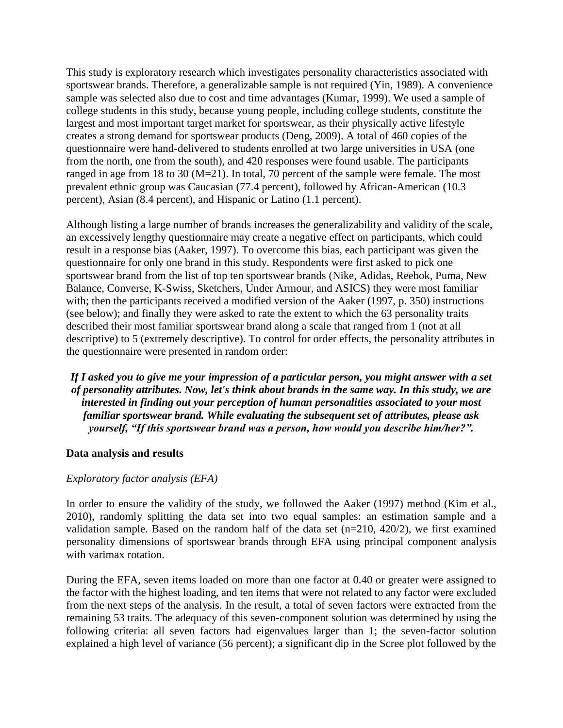This study is exploratory research which investigates personality characteristics associated with sportswear brands. Therefore, a generalizable sample is not required (Yin, 1989). A convenience sample was selected also due to cost and time advantages (Kumar, 1999). We used a sample of college students in this study, because young people, including college students, constitute the largest and most important target market for sportswear, as their physically active lifestyle creates a strong demand for sportswear products (Deng, 2009). A total of 460 copies of the questionnaire were hand-delivered to students enrolled at two large universities in USA (one from the north, one from the south), and 420 responses were found usable. The participants ranged in age from 18 to 30 (M=21). In total, 70 percent of the sample were female. The most prevalent ethnic group was Caucasian (77.4 percent), followed by African-American (10.3 percent), Asian (8.4 percent), and Hispanic or Latino (1.1 percent).

Although listing a large number of brands increases the generalizability and validity of the scale, an excessively lengthy questionnaire may create a negative effect on participants, which could result in a response bias (Aaker, 1997). To overcome this bias, each participant was given the questionnaire for only one brand in this study. Respondents were first asked to pick one sportswear brand from the list of top ten sportswear brands (Nike, Adidas, Reebok, Puma, New Balance, Converse, K-Swiss, Sketchers, Under Armour, and ASICS) they were most familiar with; then the participants received a modified version of the Aaker (1997, p. 350) instructions (see below); and finally they were asked to rate the extent to which the 63 personality traits described their most familiar sportswear brand along a scale that ranged from 1 (not at all descriptive) to 5 (extremely descriptive). To control for order effects, the personality attributes in the questionnaire were presented in random order:

***If I asked you to give me your impression of a particular person, you might answer with a set of personality attributes. Now, let's think about brands in the same way. In this study, we are interested in finding out your perception of human personalities associated to your most familiar sportswear brand. While evaluating the subsequent set of attributes, please ask yourself, "If this sportswear brand was a person, how would you describe him/her?".***

## Data analysis and results

### *Exploratory factor analysis (EFA)*

In order to ensure the validity of the study, we followed the Aaker (1997) method (Kim et al., 2010), randomly splitting the data set into two equal samples: an estimation sample and a validation sample. Based on the random half of the data set (n=210, 420/2), we first examined personality dimensions of sportswear brands through EFA using principal component analysis with varimax rotation.

During the EFA, seven items loaded on more than one factor at 0.40 or greater were assigned to the factor with the highest loading, and ten items that were not related to any factor were excluded from the next steps of the analysis. In the result, a total of seven factors were extracted from the remaining 53 traits. The adequacy of this seven-component solution was determined by using the following criteria: all seven factors had eigenvalues larger than 1; the seven-factor solution explained a high level of variance (56 percent); a significant dip in the Scree plot followed by the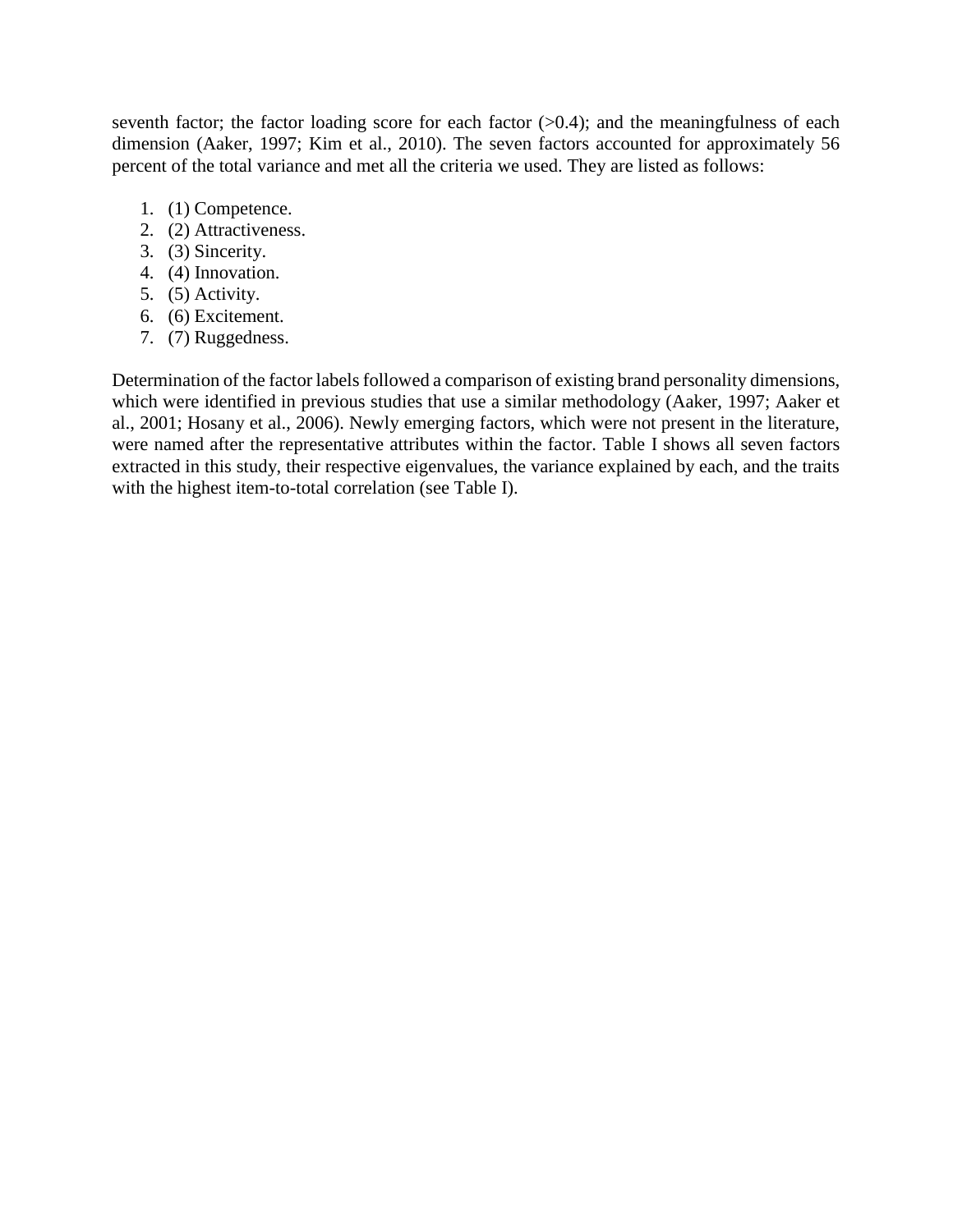seventh factor; the factor loading score for each factor (>0.4); and the meaningfulness of each dimension (Aaker, 1997; Kim et al., 2010). The seven factors accounted for approximately 56 percent of the total variance and met all the criteria we used. They are listed as follows:

1. (1) Competence.
2. (2) Attractiveness.
3. (3) Sincerity.
4. (4) Innovation.
5. (5) Activity.
6. (6) Excitement.
7. (7) Ruggedness.

Determination of the factor labels followed a comparison of existing brand personality dimensions, which were identified in previous studies that use a similar methodology (Aaker, 1997; Aaker et al., 2001; Hosany et al., 2006). Newly emerging factors, which were not present in the literature, were named after the representative attributes within the factor. Table I shows all seven factors extracted in this study, their respective eigenvalues, the variance explained by each, and the traits with the highest item-to-total correlation (see Table I).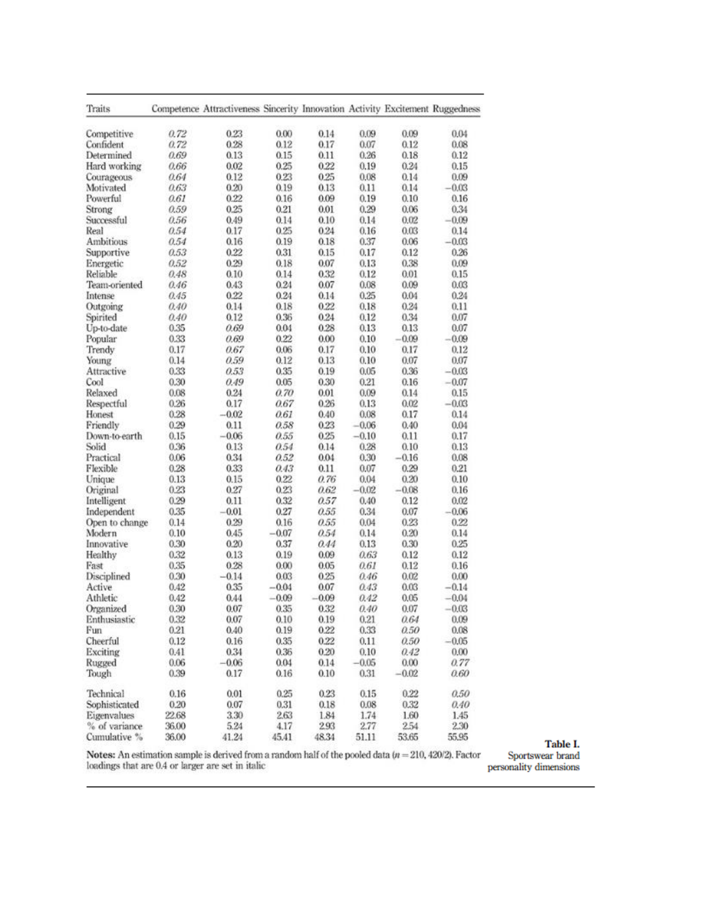| Traits | Competence | Attractiveness | Sincerity | Innovation | Activity | Excitement | Ruggedness |
|---|---|---|---|---|---|---|---|
| Competitive | *0.72* | 0.23 | 0.00 | 0.14 | 0.09 | 0.09 | 0.04 |
| Confident | *0.72* | 0.28 | 0.12 | 0.17 | 0.07 | 0.12 | 0.08 |
| Determined | *0.69* | 0.13 | 0.15 | 0.11 | 0.26 | 0.18 | 0.12 |
| Hard working | *0.66* | 0.02 | 0.25 | 0.22 | 0.19 | 0.24 | 0.15 |
| Courageous | *0.64* | 0.12 | 0.23 | 0.25 | 0.08 | 0.14 | 0.09 |
| Motivated | *0.63* | 0.20 | 0.19 | 0.13 | 0.11 | 0.14 | −0.03 |
| Powerful | *0.61* | 0.22 | 0.16 | 0.09 | 0.19 | 0.10 | 0.16 |
| Strong | *0.59* | 0.25 | 0.21 | 0.01 | 0.29 | 0.06 | 0.34 |
| Successful | *0.56* | 0.49 | 0.14 | 0.10 | 0.14 | 0.02 | −0.09 |
| Real | *0.54* | 0.17 | 0.25 | 0.24 | 0.16 | 0.03 | 0.14 |
| Ambitious | *0.54* | 0.16 | 0.19 | 0.18 | 0.37 | 0.06 | −0.03 |
| Supportive | *0.53* | 0.22 | 0.31 | 0.15 | 0.17 | 0.12 | 0.26 |
| Energetic | *0.52* | 0.29 | 0.18 | 0.07 | 0.13 | 0.38 | 0.09 |
| Reliable | *0.48* | 0.10 | 0.14 | 0.32 | 0.12 | 0.01 | 0.15 |
| Team-oriented | *0.46* | 0.43 | 0.24 | 0.07 | 0.08 | 0.09 | 0.03 |
| Intense | *0.45* | 0.22 | 0.24 | 0.14 | 0.25 | 0.04 | 0.24 |
| Outgoing | *0.40* | 0.14 | 0.18 | 0.22 | 0.18 | 0.24 | 0.11 |
| Spirited | *0.40* | 0.12 | 0.36 | 0.24 | 0.12 | 0.34 | 0.07 |
| Up-to-date | 0.35 | *0.69* | 0.04 | 0.28 | 0.13 | 0.13 | 0.07 |
| Popular | 0.33 | *0.69* | 0.22 | 0.00 | 0.10 | −0.09 | −0.09 |
| Trendy | 0.17 | *0.67* | 0.06 | 0.17 | 0.10 | 0.17 | 0.12 |
| Young | 0.14 | *0.59* | 0.12 | 0.13 | 0.10 | 0.07 | 0.07 |
| Attractive | 0.33 | *0.53* | 0.35 | 0.19 | 0.05 | 0.36 | −0.03 |
| Cool | 0.30 | *0.49* | 0.05 | 0.30 | 0.21 | 0.16 | −0.07 |
| Relaxed | 0.08 | 0.24 | *0.70* | 0.01 | 0.09 | 0.14 | 0.15 |
| Respectful | 0.26 | 0.17 | *0.67* | 0.26 | 0.13 | 0.02 | −0.03 |
| Honest | 0.28 | −0.02 | *0.61* | 0.40 | 0.08 | 0.17 | 0.14 |
| Friendly | 0.29 | 0.11 | *0.58* | 0.23 | −0.06 | 0.40 | 0.04 |
| Down-to-earth | 0.15 | −0.06 | *0.55* | 0.25 | −0.10 | 0.11 | 0.17 |
| Solid | 0.36 | 0.13 | *0.54* | 0.14 | 0.28 | 0.10 | 0.13 |
| Practical | 0.06 | 0.34 | *0.52* | 0.04 | 0.30 | −0.16 | 0.08 |
| Flexible | 0.28 | 0.33 | *0.43* | 0.11 | 0.07 | 0.29 | 0.21 |
| Unique | 0.13 | 0.15 | 0.22 | *0.76* | 0.04 | 0.20 | 0.10 |
| Original | 0.23 | 0.27 | 0.23 | *0.62* | −0.02 | −0.08 | 0.16 |
| Intelligent | 0.29 | 0.11 | 0.32 | *0.57* | 0.40 | 0.12 | 0.02 |
| Independent | 0.35 | −0.01 | 0.27 | *0.55* | 0.34 | 0.07 | −0.06 |
| Open to change | 0.14 | 0.29 | 0.16 | *0.55* | 0.04 | 0.23 | 0.22 |
| Modern | 0.10 | 0.45 | −0.07 | *0.54* | 0.14 | 0.20 | 0.14 |
| Innovative | 0.30 | 0.20 | 0.37 | *0.44* | 0.13 | 0.30 | 0.25 |
| Healthy | 0.32 | 0.13 | 0.19 | 0.09 | *0.63* | 0.12 | 0.12 |
| Fast | 0.35 | 0.28 | 0.00 | 0.05 | *0.61* | 0.12 | 0.16 |
| Disciplined | 0.30 | −0.14 | 0.03 | 0.25 | *0.46* | 0.02 | 0.00 |
| Active | 0.42 | 0.35 | −0.04 | 0.07 | *0.43* | 0.03 | −0.14 |
| Athletic | 0.42 | 0.44 | −0.09 | −0.09 | *0.42* | 0.05 | −0.04 |
| Organized | 0.30 | 0.07 | 0.35 | 0.32 | *0.40* | 0.07 | −0.03 |
| Enthusiastic | 0.32 | 0.07 | 0.10 | 0.19 | 0.21 | *0.64* | 0.09 |
| Fun | 0.21 | 0.40 | 0.19 | 0.22 | 0.33 | *0.50* | 0.08 |
| Cheerful | 0.12 | 0.16 | 0.35 | 0.22 | 0.11 | *0.50* | −0.05 |
| Exciting | 0.41 | 0.34 | 0.36 | 0.20 | 0.10 | *0.42* | 0.00 |
| Rugged | 0.06 | −0.06 | 0.04 | 0.14 | −0.05 | 0.00 | *0.77* |
| Tough | 0.39 | 0.17 | 0.16 | 0.10 | 0.31 | −0.02 | *0.60* |
| Technical | 0.16 | 0.01 | 0.25 | 0.23 | 0.15 | 0.22 | *0.50* |
| Sophisticated | 0.20 | 0.07 | 0.31 | 0.18 | 0.08 | 0.32 | *0.40* |
| Eigenvalues | 22.68 | 3.30 | 2.63 | 1.84 | 1.74 | 1.60 | 1.45 |
| % of variance | 36.00 | 5.24 | 4.17 | 2.93 | 2.77 | 2.54 | 2.30 |
| Cumulative % | 36.00 | 41.24 | 45.41 | 48.34 | 51.11 | 53.65 | 55.95 |

**Notes:** An estimation sample is derived from a random half of the pooled data ($n = 210$, 420/2). Factor loadings that are 0.4 or larger are set in italic

**Table I.** Sportswear brand personality dimensions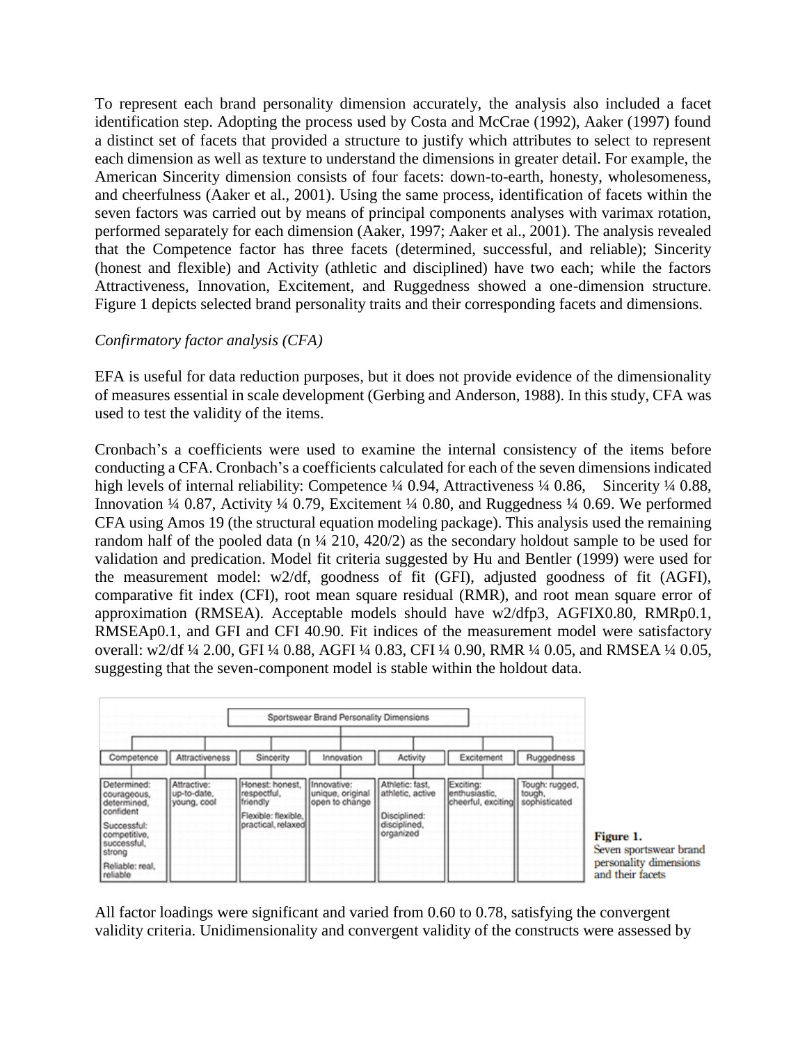To represent each brand personality dimension accurately, the analysis also included a facet identification step. Adopting the process used by Costa and McCrae (1992), Aaker (1997) found a distinct set of facets that provided a structure to justify which attributes to select to represent each dimension as well as texture to understand the dimensions in greater detail. For example, the American Sincerity dimension consists of four facets: down-to-earth, honesty, wholesomeness, and cheerfulness (Aaker et al., 2001). Using the same process, identification of facets within the seven factors was carried out by means of principal components analyses with varimax rotation, performed separately for each dimension (Aaker, 1997; Aaker et al., 2001). The analysis revealed that the Competence factor has three facets (determined, successful, and reliable); Sincerity (honest and flexible) and Activity (athletic and disciplined) have two each; while the factors Attractiveness, Innovation, Excitement, and Ruggedness showed a one-dimension structure. Figure 1 depicts selected brand personality traits and their corresponding facets and dimensions.

*Confirmatory factor analysis (CFA)*

EFA is useful for data reduction purposes, but it does not provide evidence of the dimensionality of measures essential in scale development (Gerbing and Anderson, 1988). In this study, CFA was used to test the validity of the items.

Cronbach's a coefficients were used to examine the internal consistency of the items before conducting a CFA. Cronbach's a coefficients calculated for each of the seven dimensions indicated high levels of internal reliability: Competence ¼ 0.94, Attractiveness ¼ 0.86, Sincerity ¼ 0.88, Innovation ¼ 0.87, Activity ¼ 0.79, Excitement ¼ 0.80, and Ruggedness ¼ 0.69. We performed CFA using Amos 19 (the structural equation modeling package). This analysis used the remaining random half of the pooled data (n ¼ 210, 420/2) as the secondary holdout sample to be used for validation and predication. Model fit criteria suggested by Hu and Bentler (1999) were used for the measurement model: w2/df, goodness of fit (GFI), adjusted goodness of fit (AGFI), comparative fit index (CFI), root mean square residual (RMR), and root mean square error of approximation (RMSEA). Acceptable models should have w2/dfp3, AGFIX0.80, RMRp0.1, RMSEAp0.1, and GFI and CFI 40.90. Fit indices of the measurement model were satisfactory overall: w2/df ¼ 2.00, GFI ¼ 0.88, AGFI ¼ 0.83, CFI ¼ 0.90, RMR ¼ 0.05, and RMSEA ¼ 0.05, suggesting that the seven-component model is stable within the holdout data.

Sportswear Brand Personality Dimensions

| Competence | Attractiveness | Sincerity | Innovation | Activity | Excitement | Ruggedness |
|---|---|---|---|---|---|---|
| Determined: courageous, determined, confident<br>Successful: competitive, successful, strong<br>Reliable: real, reliable | Attractive: up-to-date, young, cool | Honest: honest, respectful, friendly<br>Flexible: flexible, practical, relaxed | Innovative: unique, original open to change | Athletic: fast, athletic, active<br>Disciplined: disciplined, organized | Exciting: enthusiastic, cheerful, exciting | Tough: rugged, tough, sophisticated |

**Figure 1.**
Seven sportswear brand personality dimensions and their facets

All factor loadings were significant and varied from 0.60 to 0.78, satisfying the convergent validity criteria. Unidimensionality and convergent validity of the constructs were assessed by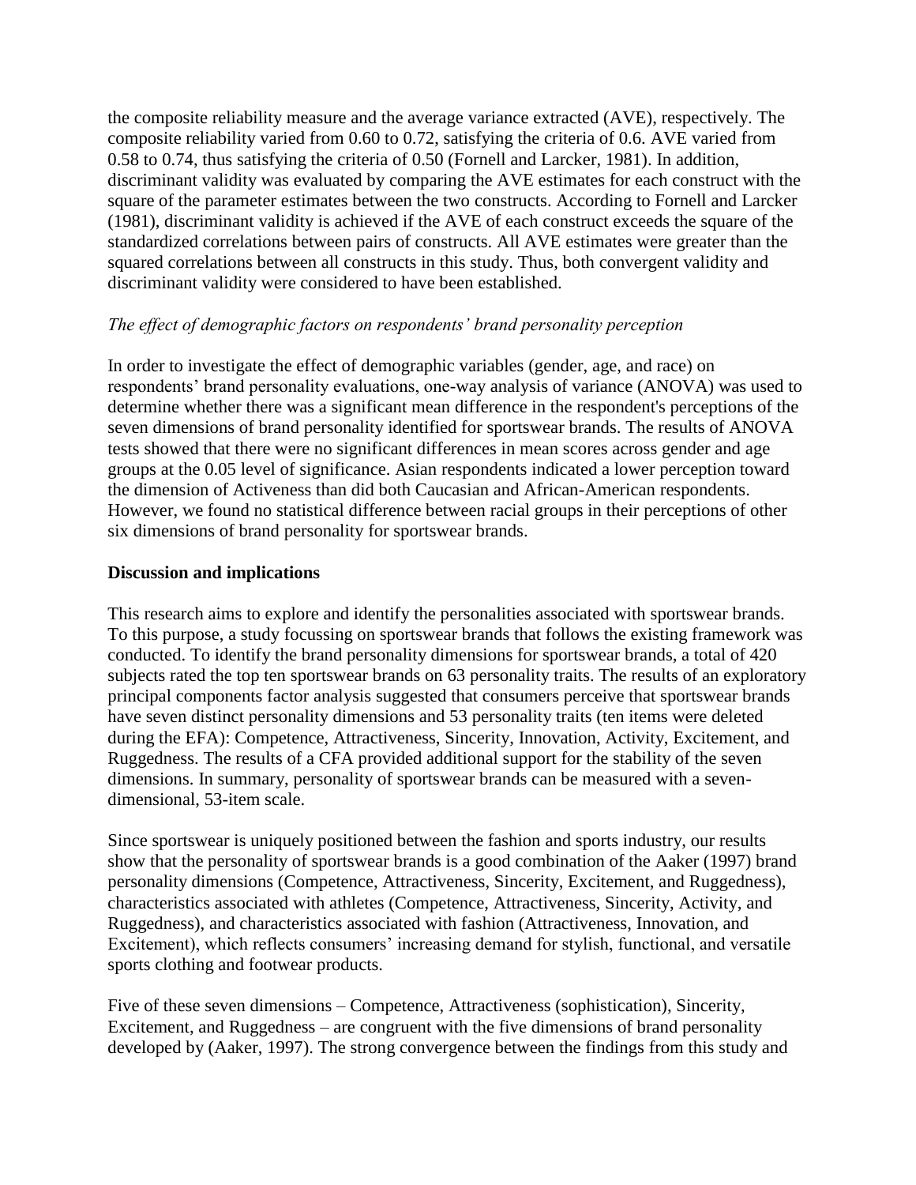the composite reliability measure and the average variance extracted (AVE), respectively. The composite reliability varied from 0.60 to 0.72, satisfying the criteria of 0.6. AVE varied from 0.58 to 0.74, thus satisfying the criteria of 0.50 (Fornell and Larcker, 1981). In addition, discriminant validity was evaluated by comparing the AVE estimates for each construct with the square of the parameter estimates between the two constructs. According to Fornell and Larcker (1981), discriminant validity is achieved if the AVE of each construct exceeds the square of the standardized correlations between pairs of constructs. All AVE estimates were greater than the squared correlations between all constructs in this study. Thus, both convergent validity and discriminant validity were considered to have been established.

*The effect of demographic factors on respondents' brand personality perception*

In order to investigate the effect of demographic variables (gender, age, and race) on respondents' brand personality evaluations, one-way analysis of variance (ANOVA) was used to determine whether there was a significant mean difference in the respondent's perceptions of the seven dimensions of brand personality identified for sportswear brands. The results of ANOVA tests showed that there were no significant differences in mean scores across gender and age groups at the 0.05 level of significance. Asian respondents indicated a lower perception toward the dimension of Activeness than did both Caucasian and African-American respondents. However, we found no statistical difference between racial groups in their perceptions of other six dimensions of brand personality for sportswear brands.

**Discussion and implications**

This research aims to explore and identify the personalities associated with sportswear brands. To this purpose, a study focussing on sportswear brands that follows the existing framework was conducted. To identify the brand personality dimensions for sportswear brands, a total of 420 subjects rated the top ten sportswear brands on 63 personality traits. The results of an exploratory principal components factor analysis suggested that consumers perceive that sportswear brands have seven distinct personality dimensions and 53 personality traits (ten items were deleted during the EFA): Competence, Attractiveness, Sincerity, Innovation, Activity, Excitement, and Ruggedness. The results of a CFA provided additional support for the stability of the seven dimensions. In summary, personality of sportswear brands can be measured with a seven-dimensional, 53-item scale.

Since sportswear is uniquely positioned between the fashion and sports industry, our results show that the personality of sportswear brands is a good combination of the Aaker (1997) brand personality dimensions (Competence, Attractiveness, Sincerity, Excitement, and Ruggedness), characteristics associated with athletes (Competence, Attractiveness, Sincerity, Activity, and Ruggedness), and characteristics associated with fashion (Attractiveness, Innovation, and Excitement), which reflects consumers' increasing demand for stylish, functional, and versatile sports clothing and footwear products.

Five of these seven dimensions – Competence, Attractiveness (sophistication), Sincerity, Excitement, and Ruggedness – are congruent with the five dimensions of brand personality developed by (Aaker, 1997). The strong convergence between the findings from this study and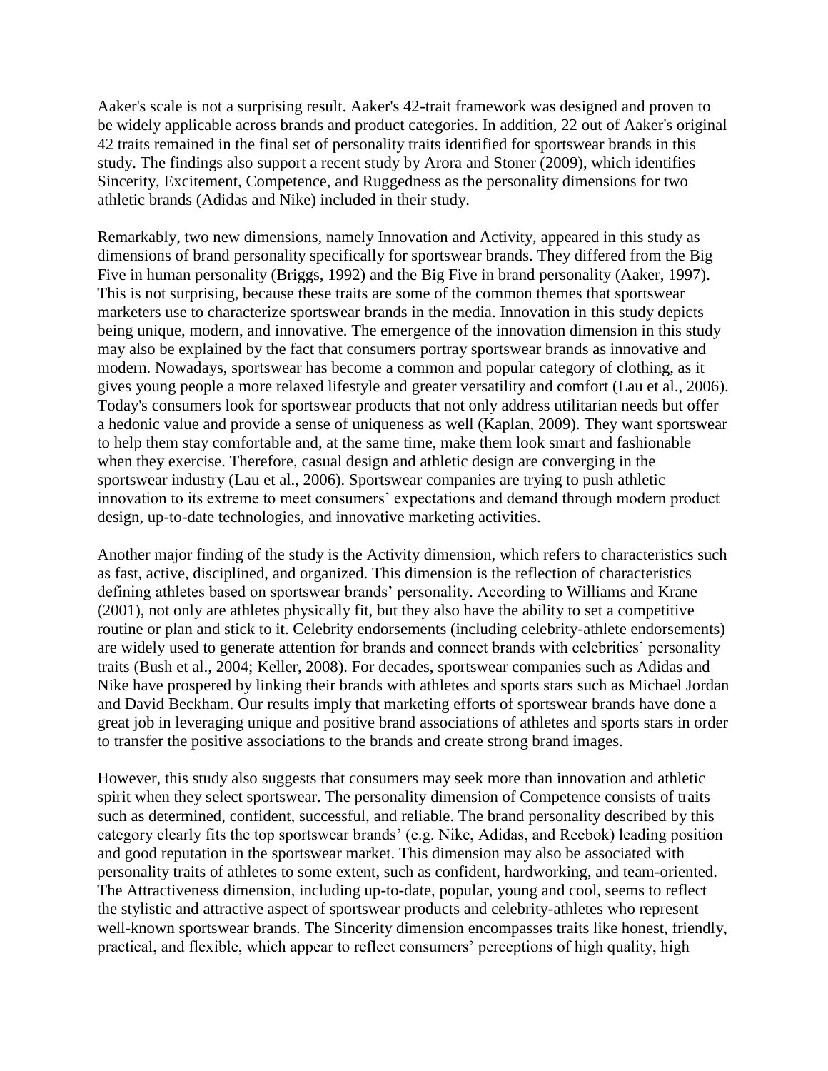Aaker's scale is not a surprising result. Aaker's 42-trait framework was designed and proven to be widely applicable across brands and product categories. In addition, 22 out of Aaker's original 42 traits remained in the final set of personality traits identified for sportswear brands in this study. The findings also support a recent study by Arora and Stoner (2009), which identifies Sincerity, Excitement, Competence, and Ruggedness as the personality dimensions for two athletic brands (Adidas and Nike) included in their study.

Remarkably, two new dimensions, namely Innovation and Activity, appeared in this study as dimensions of brand personality specifically for sportswear brands. They differed from the Big Five in human personality (Briggs, 1992) and the Big Five in brand personality (Aaker, 1997). This is not surprising, because these traits are some of the common themes that sportswear marketers use to characterize sportswear brands in the media. Innovation in this study depicts being unique, modern, and innovative. The emergence of the innovation dimension in this study may also be explained by the fact that consumers portray sportswear brands as innovative and modern. Nowadays, sportswear has become a common and popular category of clothing, as it gives young people a more relaxed lifestyle and greater versatility and comfort (Lau et al., 2006). Today's consumers look for sportswear products that not only address utilitarian needs but offer a hedonic value and provide a sense of uniqueness as well (Kaplan, 2009). They want sportswear to help them stay comfortable and, at the same time, make them look smart and fashionable when they exercise. Therefore, casual design and athletic design are converging in the sportswear industry (Lau et al., 2006). Sportswear companies are trying to push athletic innovation to its extreme to meet consumers' expectations and demand through modern product design, up-to-date technologies, and innovative marketing activities.

Another major finding of the study is the Activity dimension, which refers to characteristics such as fast, active, disciplined, and organized. This dimension is the reflection of characteristics defining athletes based on sportswear brands' personality. According to Williams and Krane (2001), not only are athletes physically fit, but they also have the ability to set a competitive routine or plan and stick to it. Celebrity endorsements (including celebrity-athlete endorsements) are widely used to generate attention for brands and connect brands with celebrities' personality traits (Bush et al., 2004; Keller, 2008). For decades, sportswear companies such as Adidas and Nike have prospered by linking their brands with athletes and sports stars such as Michael Jordan and David Beckham. Our results imply that marketing efforts of sportswear brands have done a great job in leveraging unique and positive brand associations of athletes and sports stars in order to transfer the positive associations to the brands and create strong brand images.

However, this study also suggests that consumers may seek more than innovation and athletic spirit when they select sportswear. The personality dimension of Competence consists of traits such as determined, confident, successful, and reliable. The brand personality described by this category clearly fits the top sportswear brands' (e.g. Nike, Adidas, and Reebok) leading position and good reputation in the sportswear market. This dimension may also be associated with personality traits of athletes to some extent, such as confident, hardworking, and team-oriented. The Attractiveness dimension, including up-to-date, popular, young and cool, seems to reflect the stylistic and attractive aspect of sportswear products and celebrity-athletes who represent well-known sportswear brands. The Sincerity dimension encompasses traits like honest, friendly, practical, and flexible, which appear to reflect consumers' perceptions of high quality, high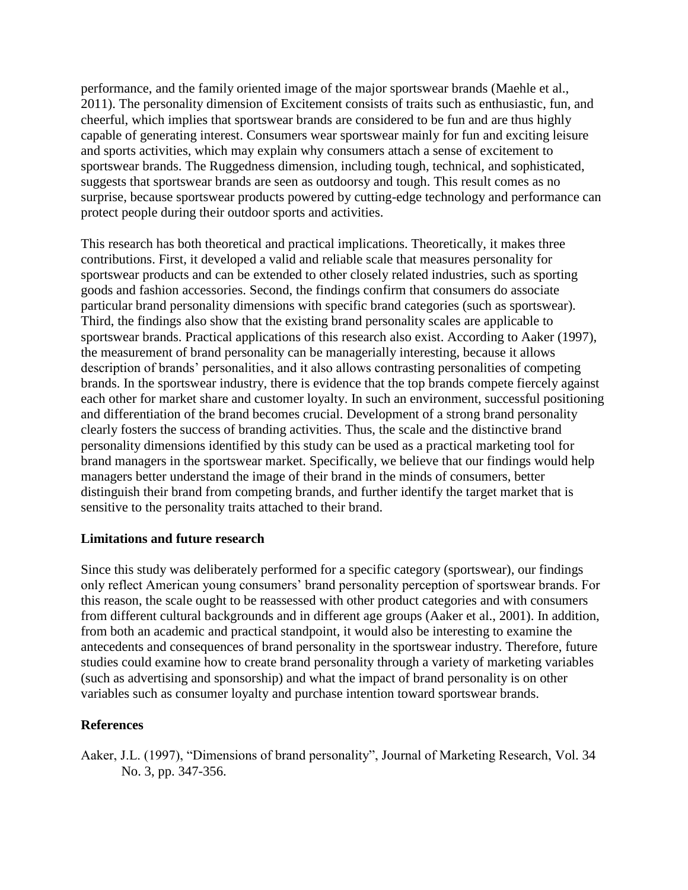performance, and the family oriented image of the major sportswear brands (Maehle et al., 2011). The personality dimension of Excitement consists of traits such as enthusiastic, fun, and cheerful, which implies that sportswear brands are considered to be fun and are thus highly capable of generating interest. Consumers wear sportswear mainly for fun and exciting leisure and sports activities, which may explain why consumers attach a sense of excitement to sportswear brands. The Ruggedness dimension, including tough, technical, and sophisticated, suggests that sportswear brands are seen as outdoorsy and tough. This result comes as no surprise, because sportswear products powered by cutting-edge technology and performance can protect people during their outdoor sports and activities.

This research has both theoretical and practical implications. Theoretically, it makes three contributions. First, it developed a valid and reliable scale that measures personality for sportswear products and can be extended to other closely related industries, such as sporting goods and fashion accessories. Second, the findings confirm that consumers do associate particular brand personality dimensions with specific brand categories (such as sportswear). Third, the findings also show that the existing brand personality scales are applicable to sportswear brands. Practical applications of this research also exist. According to Aaker (1997), the measurement of brand personality can be managerially interesting, because it allows description of brands' personalities, and it also allows contrasting personalities of competing brands. In the sportswear industry, there is evidence that the top brands compete fiercely against each other for market share and customer loyalty. In such an environment, successful positioning and differentiation of the brand becomes crucial. Development of a strong brand personality clearly fosters the success of branding activities. Thus, the scale and the distinctive brand personality dimensions identified by this study can be used as a practical marketing tool for brand managers in the sportswear market. Specifically, we believe that our findings would help managers better understand the image of their brand in the minds of consumers, better distinguish their brand from competing brands, and further identify the target market that is sensitive to the personality traits attached to their brand.

## Limitations and future research

Since this study was deliberately performed for a specific category (sportswear), our findings only reflect American young consumers' brand personality perception of sportswear brands. For this reason, the scale ought to be reassessed with other product categories and with consumers from different cultural backgrounds and in different age groups (Aaker et al., 2001). In addition, from both an academic and practical standpoint, it would also be interesting to examine the antecedents and consequences of brand personality in the sportswear industry. Therefore, future studies could examine how to create brand personality through a variety of marketing variables (such as advertising and sponsorship) and what the impact of brand personality is on other variables such as consumer loyalty and purchase intention toward sportswear brands.

## References

Aaker, J.L. (1997), "Dimensions of brand personality", Journal of Marketing Research, Vol. 34 No. 3, pp. 347-356.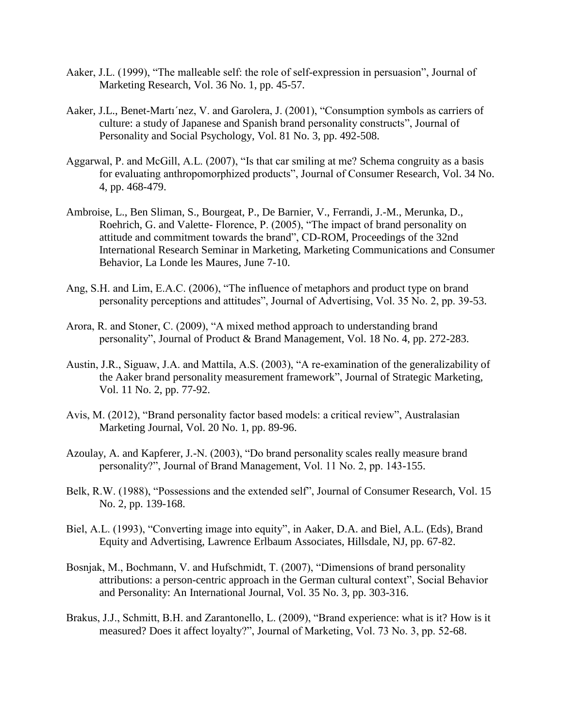Aaker, J.L. (1999), “The malleable self: the role of self-expression in persuasion”, Journal of Marketing Research, Vol. 36 No. 1, pp. 45-57.

Aaker, J.L., Benet-Martı´nez, V. and Garolera, J. (2001), “Consumption symbols as carriers of culture: a study of Japanese and Spanish brand personality constructs”, Journal of Personality and Social Psychology, Vol. 81 No. 3, pp. 492-508.

Aggarwal, P. and McGill, A.L. (2007), “Is that car smiling at me? Schema congruity as a basis for evaluating anthropomorphized products”, Journal of Consumer Research, Vol. 34 No. 4, pp. 468-479.

Ambroise, L., Ben Sliman, S., Bourgeat, P., De Barnier, V., Ferrandi, J.-M., Merunka, D., Roehrich, G. and Valette- Florence, P. (2005), “The impact of brand personality on attitude and commitment towards the brand”, CD-ROM, Proceedings of the 32nd International Research Seminar in Marketing, Marketing Communications and Consumer Behavior, La Londe les Maures, June 7-10.

Ang, S.H. and Lim, E.A.C. (2006), “The influence of metaphors and product type on brand personality perceptions and attitudes”, Journal of Advertising, Vol. 35 No. 2, pp. 39-53.

Arora, R. and Stoner, C. (2009), “A mixed method approach to understanding brand personality”, Journal of Product & Brand Management, Vol. 18 No. 4, pp. 272-283.

Austin, J.R., Siguaw, J.A. and Mattila, A.S. (2003), “A re-examination of the generalizability of the Aaker brand personality measurement framework”, Journal of Strategic Marketing, Vol. 11 No. 2, pp. 77-92.

Avis, M. (2012), “Brand personality factor based models: a critical review”, Australasian Marketing Journal, Vol. 20 No. 1, pp. 89-96.

Azoulay, A. and Kapferer, J.-N. (2003), “Do brand personality scales really measure brand personality?”, Journal of Brand Management, Vol. 11 No. 2, pp. 143-155.

Belk, R.W. (1988), “Possessions and the extended self”, Journal of Consumer Research, Vol. 15 No. 2, pp. 139-168.

Biel, A.L. (1993), “Converting image into equity”, in Aaker, D.A. and Biel, A.L. (Eds), Brand Equity and Advertising, Lawrence Erlbaum Associates, Hillsdale, NJ, pp. 67-82.

Bosnjak, M., Bochmann, V. and Hufschmidt, T. (2007), “Dimensions of brand personality attributions: a person-centric approach in the German cultural context”, Social Behavior and Personality: An International Journal, Vol. 35 No. 3, pp. 303-316.

Brakus, J.J., Schmitt, B.H. and Zarantonello, L. (2009), “Brand experience: what is it? How is it measured? Does it affect loyalty?”, Journal of Marketing, Vol. 73 No. 3, pp. 52-68.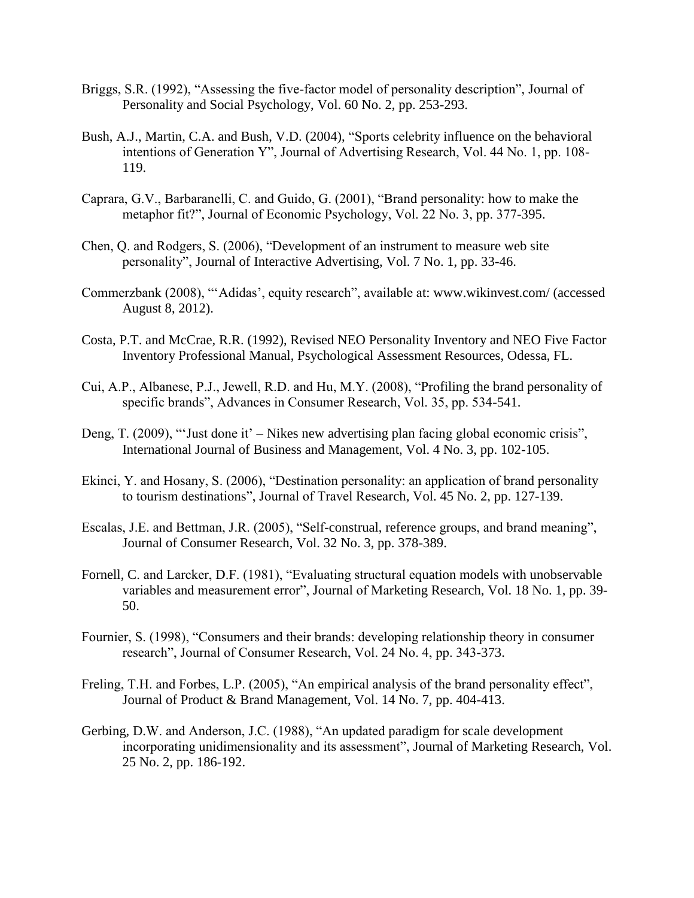Briggs, S.R. (1992), “Assessing the five-factor model of personality description”, Journal of Personality and Social Psychology, Vol. 60 No. 2, pp. 253-293.

Bush, A.J., Martin, C.A. and Bush, V.D. (2004), “Sports celebrity influence on the behavioral intentions of Generation Y”, Journal of Advertising Research, Vol. 44 No. 1, pp. 108-119.

Caprara, G.V., Barbaranelli, C. and Guido, G. (2001), “Brand personality: how to make the metaphor fit?”, Journal of Economic Psychology, Vol. 22 No. 3, pp. 377-395.

Chen, Q. and Rodgers, S. (2006), “Development of an instrument to measure web site personality”, Journal of Interactive Advertising, Vol. 7 No. 1, pp. 33-46.

Commerzbank (2008), “‘Adidas’, equity research”, available at: www.wikinvest.com/ (accessed August 8, 2012).

Costa, P.T. and McCrae, R.R. (1992), Revised NEO Personality Inventory and NEO Five Factor Inventory Professional Manual, Psychological Assessment Resources, Odessa, FL.

Cui, A.P., Albanese, P.J., Jewell, R.D. and Hu, M.Y. (2008), “Profiling the brand personality of specific brands”, Advances in Consumer Research, Vol. 35, pp. 534-541.

Deng, T. (2009), “‘Just done it’ – Nikes new advertising plan facing global economic crisis”, International Journal of Business and Management, Vol. 4 No. 3, pp. 102-105.

Ekinci, Y. and Hosany, S. (2006), “Destination personality: an application of brand personality to tourism destinations”, Journal of Travel Research, Vol. 45 No. 2, pp. 127-139.

Escalas, J.E. and Bettman, J.R. (2005), “Self-construal, reference groups, and brand meaning”, Journal of Consumer Research, Vol. 32 No. 3, pp. 378-389.

Fornell, C. and Larcker, D.F. (1981), “Evaluating structural equation models with unobservable variables and measurement error”, Journal of Marketing Research, Vol. 18 No. 1, pp. 39-50.

Fournier, S. (1998), “Consumers and their brands: developing relationship theory in consumer research”, Journal of Consumer Research, Vol. 24 No. 4, pp. 343-373.

Freling, T.H. and Forbes, L.P. (2005), “An empirical analysis of the brand personality effect”, Journal of Product & Brand Management, Vol. 14 No. 7, pp. 404-413.

Gerbing, D.W. and Anderson, J.C. (1988), “An updated paradigm for scale development incorporating unidimensionality and its assessment”, Journal of Marketing Research, Vol. 25 No. 2, pp. 186-192.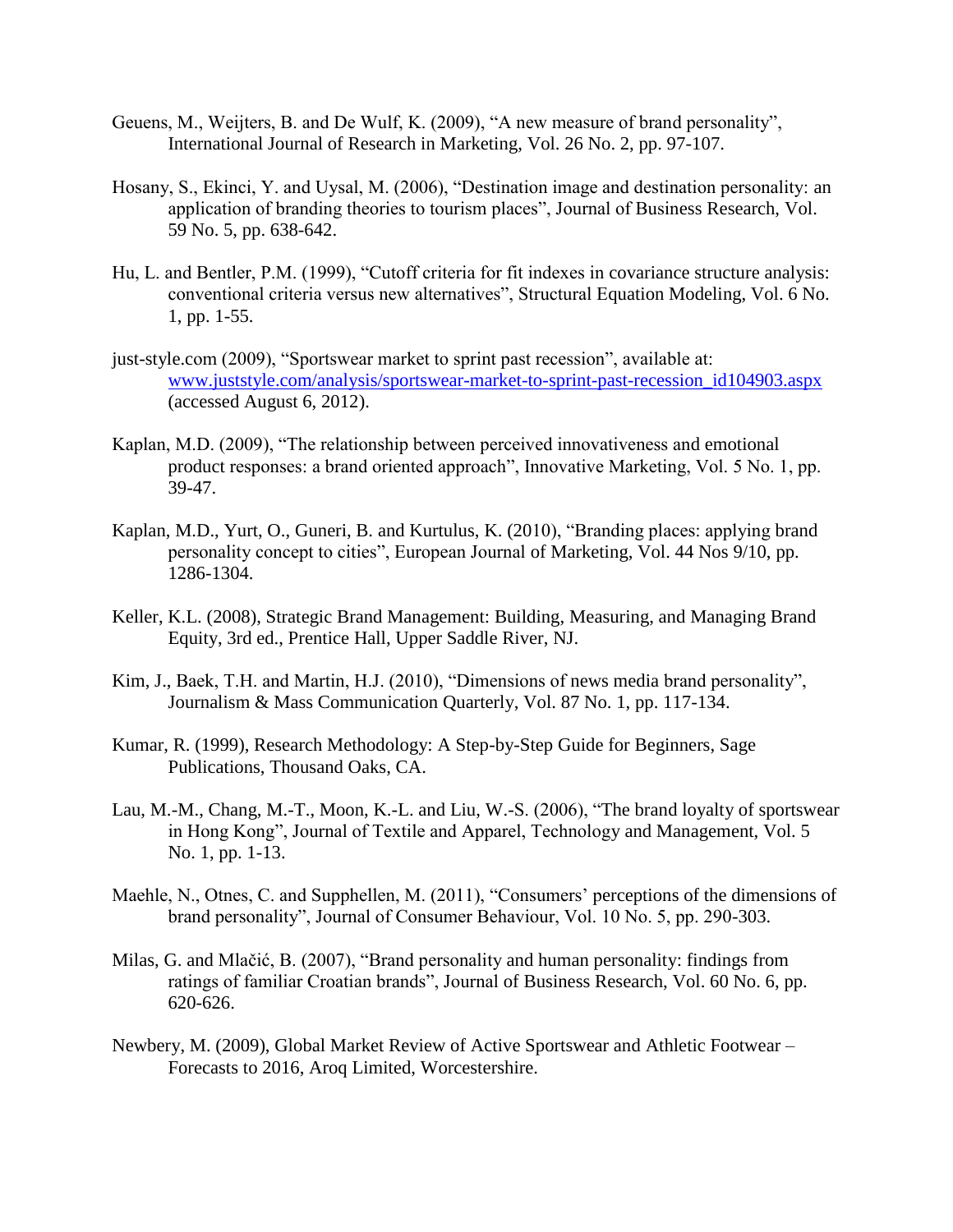Geuens, M., Weijters, B. and De Wulf, K. (2009), "A new measure of brand personality", International Journal of Research in Marketing, Vol. 26 No. 2, pp. 97-107.

Hosany, S., Ekinci, Y. and Uysal, M. (2006), "Destination image and destination personality: an application of branding theories to tourism places", Journal of Business Research, Vol. 59 No. 5, pp. 638-642.

Hu, L. and Bentler, P.M. (1999), "Cutoff criteria for fit indexes in covariance structure analysis: conventional criteria versus new alternatives", Structural Equation Modeling, Vol. 6 No. 1, pp. 1-55.

just-style.com (2009), "Sportswear market to sprint past recession", available at: www.juststyle.com/analysis/sportswear-market-to-sprint-past-recession_id104903.aspx (accessed August 6, 2012).

Kaplan, M.D. (2009), "The relationship between perceived innovativeness and emotional product responses: a brand oriented approach", Innovative Marketing, Vol. 5 No. 1, pp. 39-47.

Kaplan, M.D., Yurt, O., Guneri, B. and Kurtulus, K. (2010), "Branding places: applying brand personality concept to cities", European Journal of Marketing, Vol. 44 Nos 9/10, pp. 1286-1304.

Keller, K.L. (2008), Strategic Brand Management: Building, Measuring, and Managing Brand Equity, 3rd ed., Prentice Hall, Upper Saddle River, NJ.

Kim, J., Baek, T.H. and Martin, H.J. (2010), "Dimensions of news media brand personality", Journalism & Mass Communication Quarterly, Vol. 87 No. 1, pp. 117-134.

Kumar, R. (1999), Research Methodology: A Step-by-Step Guide for Beginners, Sage Publications, Thousand Oaks, CA.

Lau, M.-M., Chang, M.-T., Moon, K.-L. and Liu, W.-S. (2006), "The brand loyalty of sportswear in Hong Kong", Journal of Textile and Apparel, Technology and Management, Vol. 5 No. 1, pp. 1-13.

Maehle, N., Otnes, C. and Supphellen, M. (2011), "Consumers' perceptions of the dimensions of brand personality", Journal of Consumer Behaviour, Vol. 10 No. 5, pp. 290-303.

Milas, G. and Mlačić, B. (2007), "Brand personality and human personality: findings from ratings of familiar Croatian brands", Journal of Business Research, Vol. 60 No. 6, pp. 620-626.

Newbery, M. (2009), Global Market Review of Active Sportswear and Athletic Footwear – Forecasts to 2016, Aroq Limited, Worcestershire.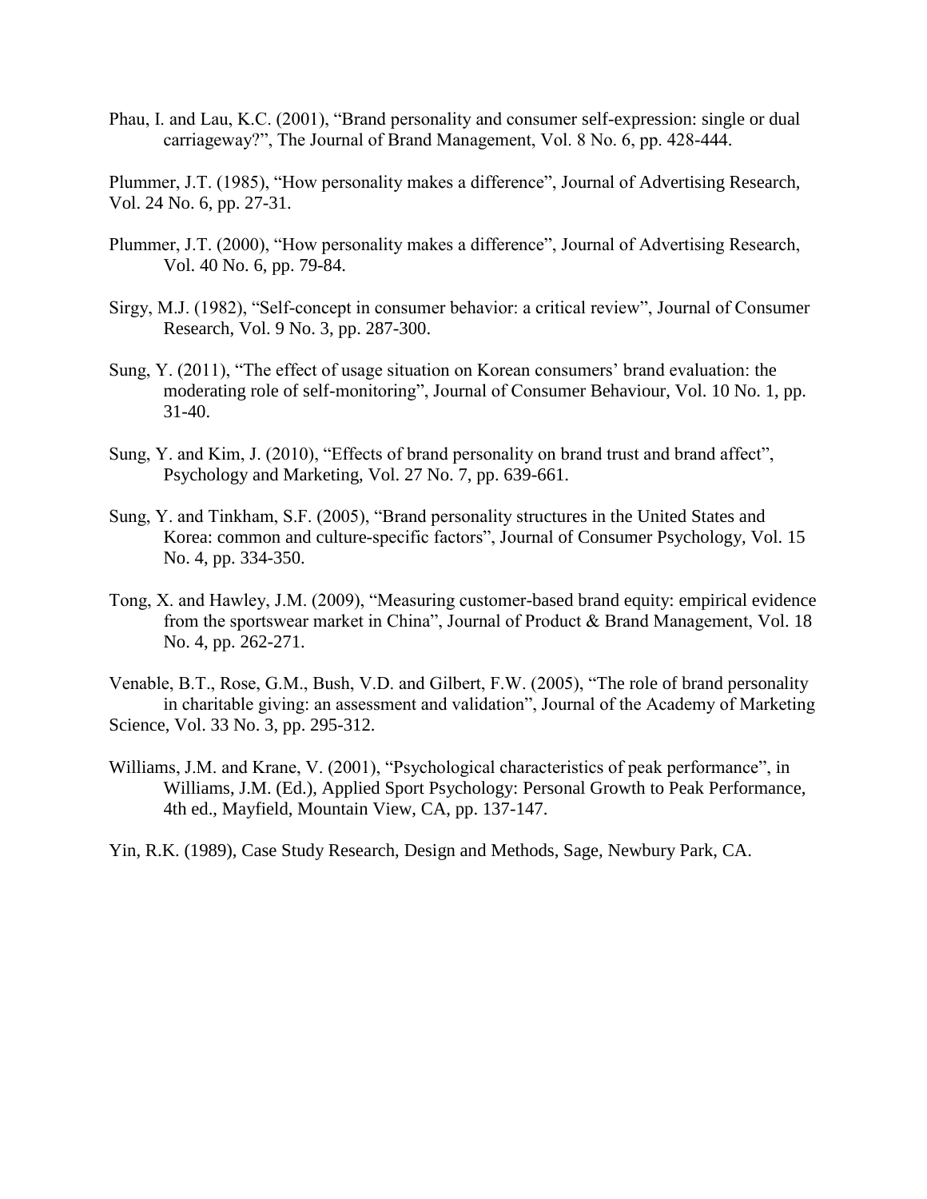Phau, I. and Lau, K.C. (2001), "Brand personality and consumer self-expression: single or dual carriageway?", The Journal of Brand Management, Vol. 8 No. 6, pp. 428-444.

Plummer, J.T. (1985), "How personality makes a difference", Journal of Advertising Research, Vol. 24 No. 6, pp. 27-31.

Plummer, J.T. (2000), "How personality makes a difference", Journal of Advertising Research, Vol. 40 No. 6, pp. 79-84.

Sirgy, M.J. (1982), "Self-concept in consumer behavior: a critical review", Journal of Consumer Research, Vol. 9 No. 3, pp. 287-300.

Sung, Y. (2011), "The effect of usage situation on Korean consumers' brand evaluation: the moderating role of self-monitoring", Journal of Consumer Behaviour, Vol. 10 No. 1, pp. 31-40.

Sung, Y. and Kim, J. (2010), "Effects of brand personality on brand trust and brand affect", Psychology and Marketing, Vol. 27 No. 7, pp. 639-661.

Sung, Y. and Tinkham, S.F. (2005), "Brand personality structures in the United States and Korea: common and culture-specific factors", Journal of Consumer Psychology, Vol. 15 No. 4, pp. 334-350.

Tong, X. and Hawley, J.M. (2009), "Measuring customer-based brand equity: empirical evidence from the sportswear market in China", Journal of Product & Brand Management, Vol. 18 No. 4, pp. 262-271.

Venable, B.T., Rose, G.M., Bush, V.D. and Gilbert, F.W. (2005), "The role of brand personality in charitable giving: an assessment and validation", Journal of the Academy of Marketing Science, Vol. 33 No. 3, pp. 295-312.

Williams, J.M. and Krane, V. (2001), "Psychological characteristics of peak performance", in Williams, J.M. (Ed.), Applied Sport Psychology: Personal Growth to Peak Performance, 4th ed., Mayfield, Mountain View, CA, pp. 137-147.

Yin, R.K. (1989), Case Study Research, Design and Methods, Sage, Newbury Park, CA.